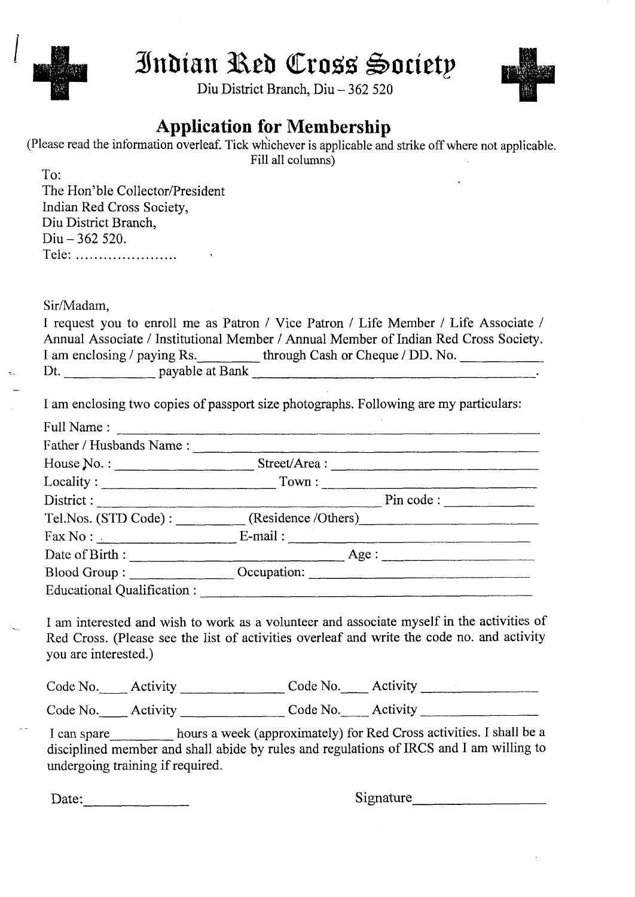# Indian Red Cross Society

Diu District Branch, Diu – 362 520

## Application for Membership

(Please read the information overleaf. Tick whichever is applicable and strike off where not applicable. Fill all columns)

To:
The Hon'ble Collector/President
Indian Red Cross Society,
Diu District Branch,
Diu – 362 520.
Tele: ......................

Sir/Madam,

I request you to enroll me as Patron / Vice Patron / Life Member / Life Associate / Annual Associate / Institutional Member / Annual Member of Indian Red Cross Society.
I am enclosing / paying Rs.________ through Cash or Cheque / DD. No. ___________
Dt. ____________ payable at Bank ________________________________________.

I am enclosing two copies of passport size photographs. Following are my particulars:

Full Name : ____________________________________________________________

Father / Husbands Name : ________________________________________________

House No. : __________________ Street/Area : ____________________________

Locality : ______________________ Town : _______________________________

District : ______________________________________ Pin code : ____________

Tel.Nos. (STD Code) : _________ (Residence /Others)________________________

Fax No : ___________________ E-mail : _________________________________

Date of Birth : _________________________________ Age : __________________

Blood Group : ______________ Occupation: ______________________________

Educational Qualification : _________________________________________________

I am interested and wish to work as a volunteer and associate myself in the activities of Red Cross. (Please see the list of activities overleaf and write the code no. and activity you are interested.)

Code No.____ Activity ______________ Code No.____ Activity ________________

Code No.____ Activity ______________ Code No.____ Activity ________________

I can spare_________ hours a week (approximately) for Red Cross activities. I shall be a disciplined member and shall abide by rules and regulations of IRCS and I am willing to undergoing training if required.

Date:______________ Signature_________________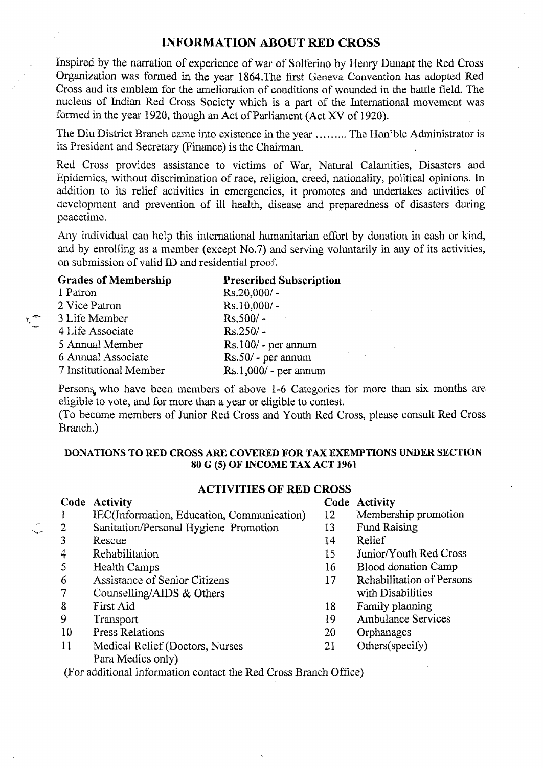## INFORMATION ABOUT RED CROSS

Inspired by the narration of experience of war of Solferino by Henry Dunant the Red Cross Organization was formed in the year 1864.The first Geneva Convention has adopted Red Cross and its emblem for the amelioration of conditions of wounded in the battle field. The nucleus of Indian Red Cross Society which is a part of the International movement was formed in the year 1920, though an Act of Parliament (Act XV of 1920).

The Diu District Branch came into existence in the year ……… The Hon'ble Administrator is its President and Secretary (Finance) is the Chairman.

Red Cross provides assistance to victims of War, Natural Calamities, Disasters and Epidemics, without discrimination of race, religion, creed, nationality, political opinions. In addition to its relief activities in emergencies, it promotes and undertakes activities of development and prevention of ill health, disease and preparedness of disasters during peacetime.

Any individual can help this international humanitarian effort by donation in cash or kind, and by enrolling as a member (except No.7) and serving voluntarily in any of its activities, on submission of valid ID and residential proof.

| Grades of Membership | Prescribed Subscription |
|---|---|
| 1 Patron | Rs.20,000/ - |
| 2 Vice Patron | Rs.10,000/ - |
| 3 Life Member | Rs.500/ - |
| 4 Life Associate | Rs.250/ - |
| 5 Annual Member | Rs.100/ - per annum |
| 6 Annual Associate | Rs.50/ - per annum |
| 7 Institutional Member | Rs.1,000/ - per annum |

Persons who have been members of above 1-6 Categories for more than six months are eligible to vote, and for more than a year or eligible to contest.

(To become members of Junior Red Cross and Youth Red Cross, please consult Red Cross Branch.)

**DONATIONS TO RED CROSS ARE COVERED FOR TAX EXEMPTIONS UNDER SECTION 80 G (5) OF INCOME TAX ACT 1961**

### ACTIVITIES OF RED CROSS

| Code | Activity | Code | Activity |
|---|---|---|---|
| 1 | IEC(Information, Education, Communication) | 12 | Membership promotion |
| 2 | Sanitation/Personal Hygiene Promotion | 13 | Fund Raising |
| 3 | Rescue | 14 | Relief |
| 4 | Rehabilitation | 15 | Junior/Youth Red Cross |
| 5 | Health Camps | 16 | Blood donation Camp |
| 6 | Assistance of Senior Citizens | 17 | Rehabilitation of Persons with Disabilities |
| 7 | Counselling/AIDS & Others | | |
| 8 | First Aid | 18 | Family planning |
| 9 | Transport | 19 | Ambulance Services |
| 10 | Press Relations | 20 | Orphanages |
| 11 | Medical Relief (Doctors, Nurses Para Medics only) | 21 | Others(specify) |

(For additional information contact the Red Cross Branch Office)